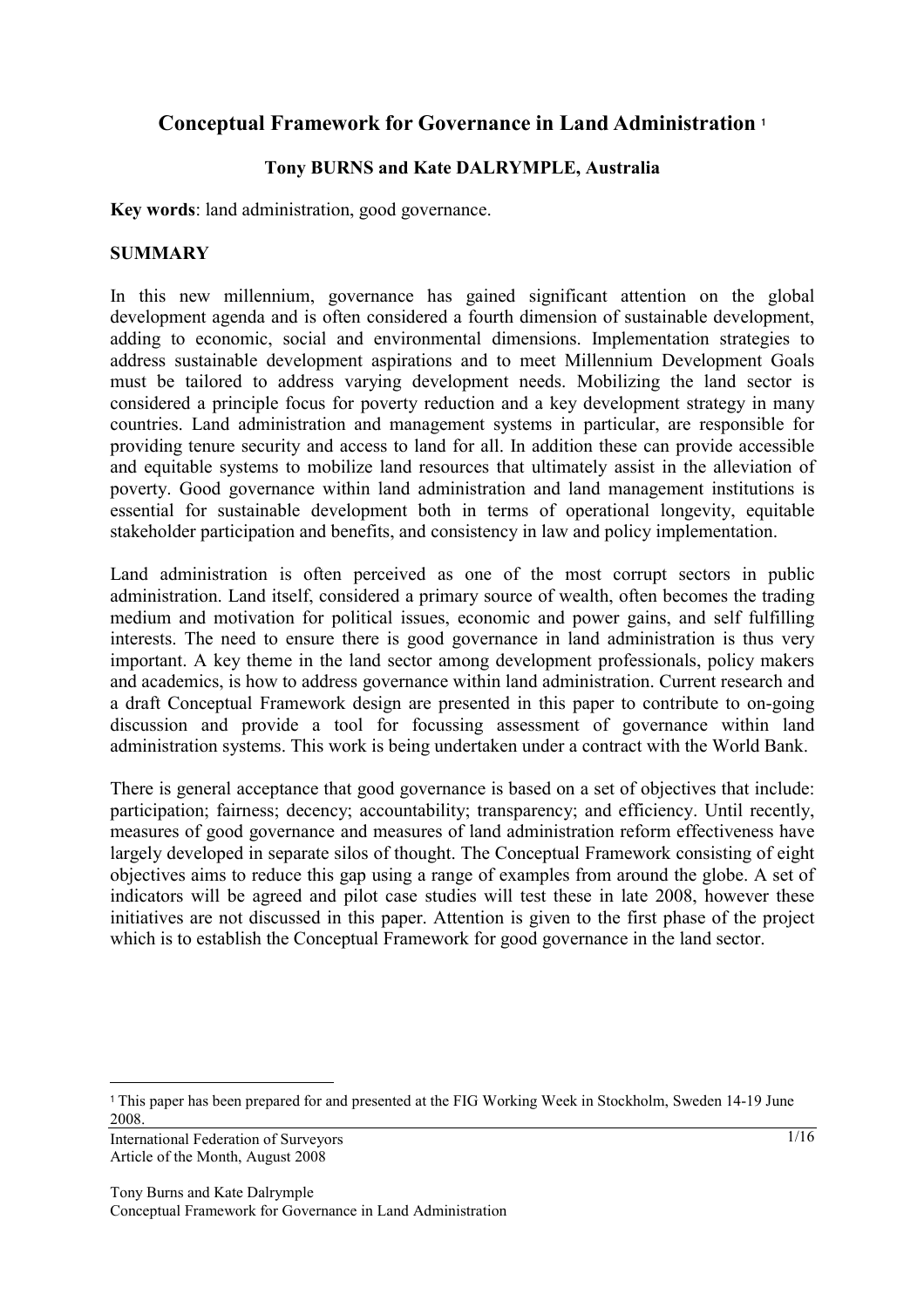# Conceptual Framework for Governance in Land Administration [1]

**Tony BURNS and Kate DALRYMPLE, Australia**

**Key words**: land administration, good governance.

## SUMMARY

In this new millennium, governance has gained significant attention on the global development agenda and is often considered a fourth dimension of sustainable development, adding to economic, social and environmental dimensions. Implementation strategies to address sustainable development aspirations and to meet Millennium Development Goals must be tailored to address varying development needs. Mobilizing the land sector is considered a principle focus for poverty reduction and a key development strategy in many countries. Land administration and management systems in particular, are responsible for providing tenure security and access to land for all. In addition these can provide accessible and equitable systems to mobilize land resources that ultimately assist in the alleviation of poverty. Good governance within land administration and land management institutions is essential for sustainable development both in terms of operational longevity, equitable stakeholder participation and benefits, and consistency in law and policy implementation.

Land administration is often perceived as one of the most corrupt sectors in public administration. Land itself, considered a primary source of wealth, often becomes the trading medium and motivation for political issues, economic and power gains, and self fulfilling interests. The need to ensure there is good governance in land administration is thus very important. A key theme in the land sector among development professionals, policy makers and academics, is how to address governance within land administration. Current research and a draft Conceptual Framework design are presented in this paper to contribute to on-going discussion and provide a tool for focussing assessment of governance within land administration systems. This work is being undertaken under a contract with the World Bank.

There is general acceptance that good governance is based on a set of objectives that include: participation; fairness; decency; accountability; transparency; and efficiency. Until recently, measures of good governance and measures of land administration reform effectiveness have largely developed in separate silos of thought. The Conceptual Framework consisting of eight objectives aims to reduce this gap using a range of examples from around the globe. A set of indicators will be agreed and pilot case studies will test these in late 2008, however these initiatives are not discussed in this paper. Attention is given to the first phase of the project which is to establish the Conceptual Framework for good governance in the land sector.

---

[1] This paper has been prepared for and presented at the FIG Working Week in Stockholm, Sweden 14-19 June 2008.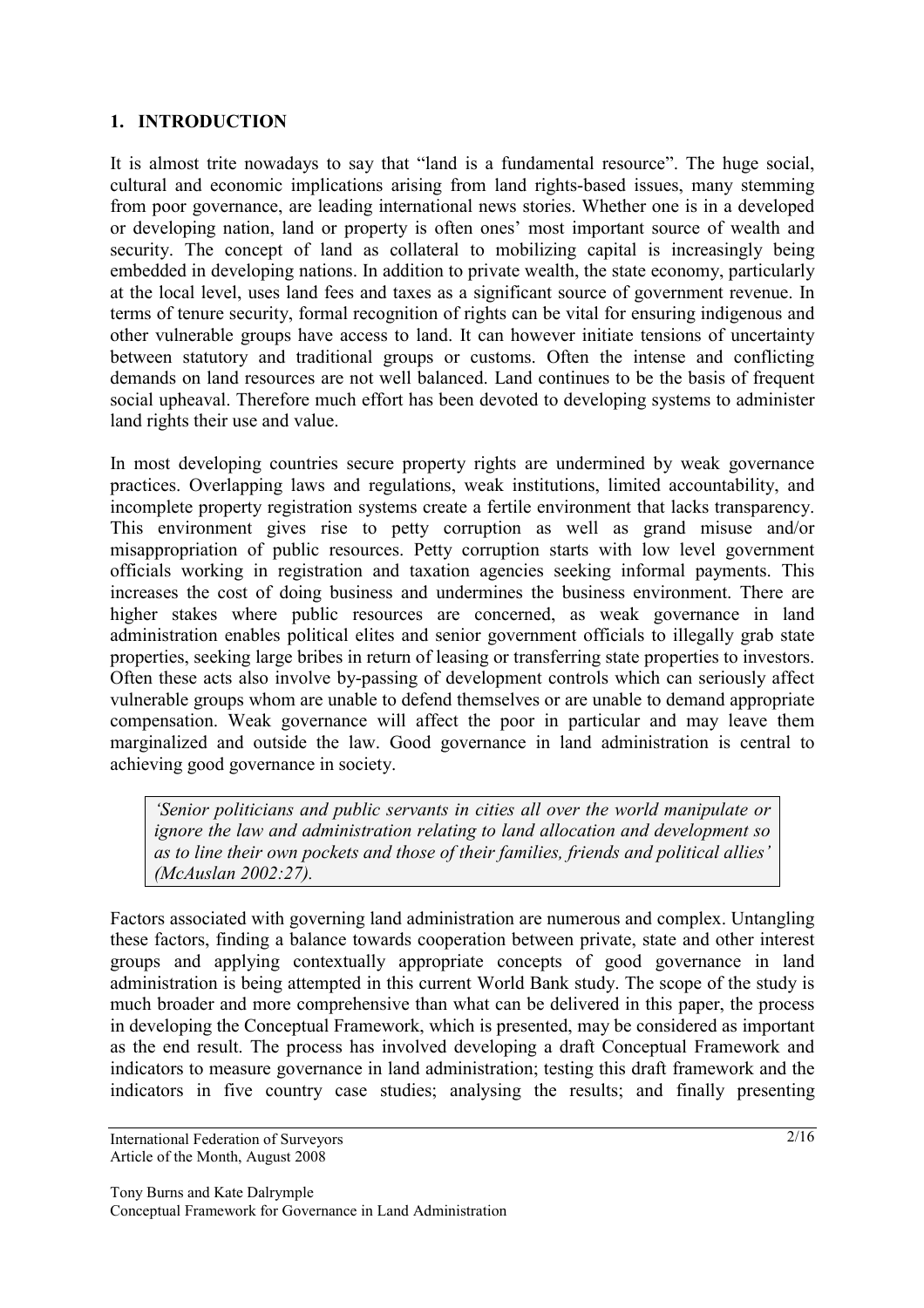## 1. INTRODUCTION

It is almost trite nowadays to say that "land is a fundamental resource". The huge social, cultural and economic implications arising from land rights-based issues, many stemming from poor governance, are leading international news stories. Whether one is in a developed or developing nation, land or property is often ones' most important source of wealth and security. The concept of land as collateral to mobilizing capital is increasingly being embedded in developing nations. In addition to private wealth, the state economy, particularly at the local level, uses land fees and taxes as a significant source of government revenue. In terms of tenure security, formal recognition of rights can be vital for ensuring indigenous and other vulnerable groups have access to land. It can however initiate tensions of uncertainty between statutory and traditional groups or customs. Often the intense and conflicting demands on land resources are not well balanced. Land continues to be the basis of frequent social upheaval. Therefore much effort has been devoted to developing systems to administer land rights their use and value.

In most developing countries secure property rights are undermined by weak governance practices. Overlapping laws and regulations, weak institutions, limited accountability, and incomplete property registration systems create a fertile environment that lacks transparency. This environment gives rise to petty corruption as well as grand misuse and/or misappropriation of public resources. Petty corruption starts with low level government officials working in registration and taxation agencies seeking informal payments. This increases the cost of doing business and undermines the business environment. There are higher stakes where public resources are concerned, as weak governance in land administration enables political elites and senior government officials to illegally grab state properties, seeking large bribes in return of leasing or transferring state properties to investors. Often these acts also involve by-passing of development controls which can seriously affect vulnerable groups whom are unable to defend themselves or are unable to demand appropriate compensation. Weak governance will affect the poor in particular and may leave them marginalized and outside the law. Good governance in land administration is central to achieving good governance in society.

> *'Senior politicians and public servants in cities all over the world manipulate or ignore the law and administration relating to land allocation and development so as to line their own pockets and those of their families, friends and political allies' (McAuslan 2002:27).*

Factors associated with governing land administration are numerous and complex. Untangling these factors, finding a balance towards cooperation between private, state and other interest groups and applying contextually appropriate concepts of good governance in land administration is being attempted in this current World Bank study. The scope of the study is much broader and more comprehensive than what can be delivered in this paper, the process in developing the Conceptual Framework, which is presented, may be considered as important as the end result. The process has involved developing a draft Conceptual Framework and indicators to measure governance in land administration; testing this draft framework and the indicators in five country case studies; analysing the results; and finally presenting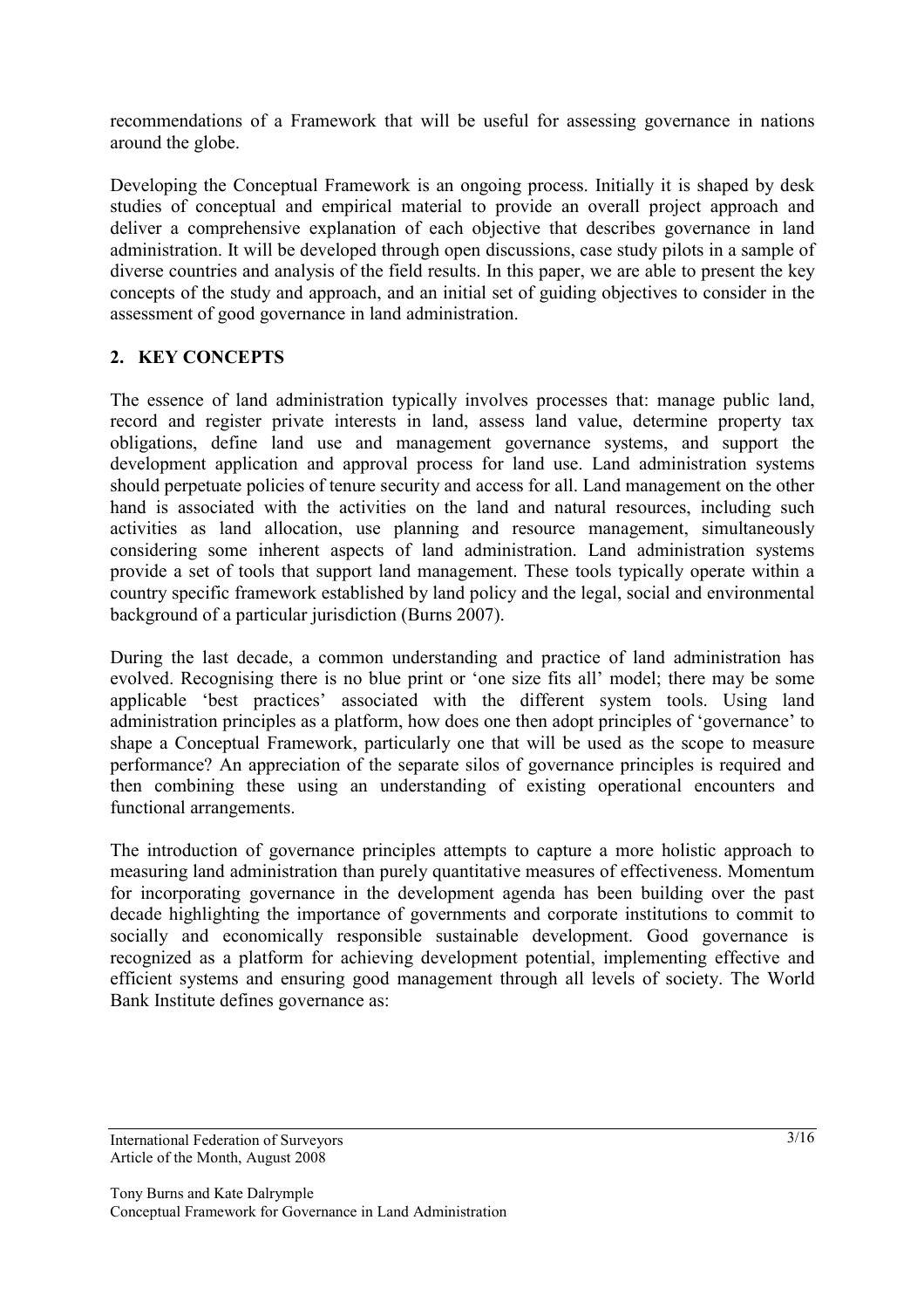recommendations of a Framework that will be useful for assessing governance in nations around the globe.

Developing the Conceptual Framework is an ongoing process. Initially it is shaped by desk studies of conceptual and empirical material to provide an overall project approach and deliver a comprehensive explanation of each objective that describes governance in land administration. It will be developed through open discussions, case study pilots in a sample of diverse countries and analysis of the field results. In this paper, we are able to present the key concepts of the study and approach, and an initial set of guiding objectives to consider in the assessment of good governance in land administration.

## 2. KEY CONCEPTS

The essence of land administration typically involves processes that: manage public land, record and register private interests in land, assess land value, determine property tax obligations, define land use and management governance systems, and support the development application and approval process for land use. Land administration systems should perpetuate policies of tenure security and access for all. Land management on the other hand is associated with the activities on the land and natural resources, including such activities as land allocation, use planning and resource management, simultaneously considering some inherent aspects of land administration. Land administration systems provide a set of tools that support land management. These tools typically operate within a country specific framework established by land policy and the legal, social and environmental background of a particular jurisdiction (Burns 2007).

During the last decade, a common understanding and practice of land administration has evolved. Recognising there is no blue print or 'one size fits all' model; there may be some applicable 'best practices' associated with the different system tools. Using land administration principles as a platform, how does one then adopt principles of 'governance' to shape a Conceptual Framework, particularly one that will be used as the scope to measure performance? An appreciation of the separate silos of governance principles is required and then combining these using an understanding of existing operational encounters and functional arrangements.

The introduction of governance principles attempts to capture a more holistic approach to measuring land administration than purely quantitative measures of effectiveness. Momentum for incorporating governance in the development agenda has been building over the past decade highlighting the importance of governments and corporate institutions to commit to socially and economically responsible sustainable development. Good governance is recognized as a platform for achieving development potential, implementing effective and efficient systems and ensuring good management through all levels of society. The World Bank Institute defines governance as: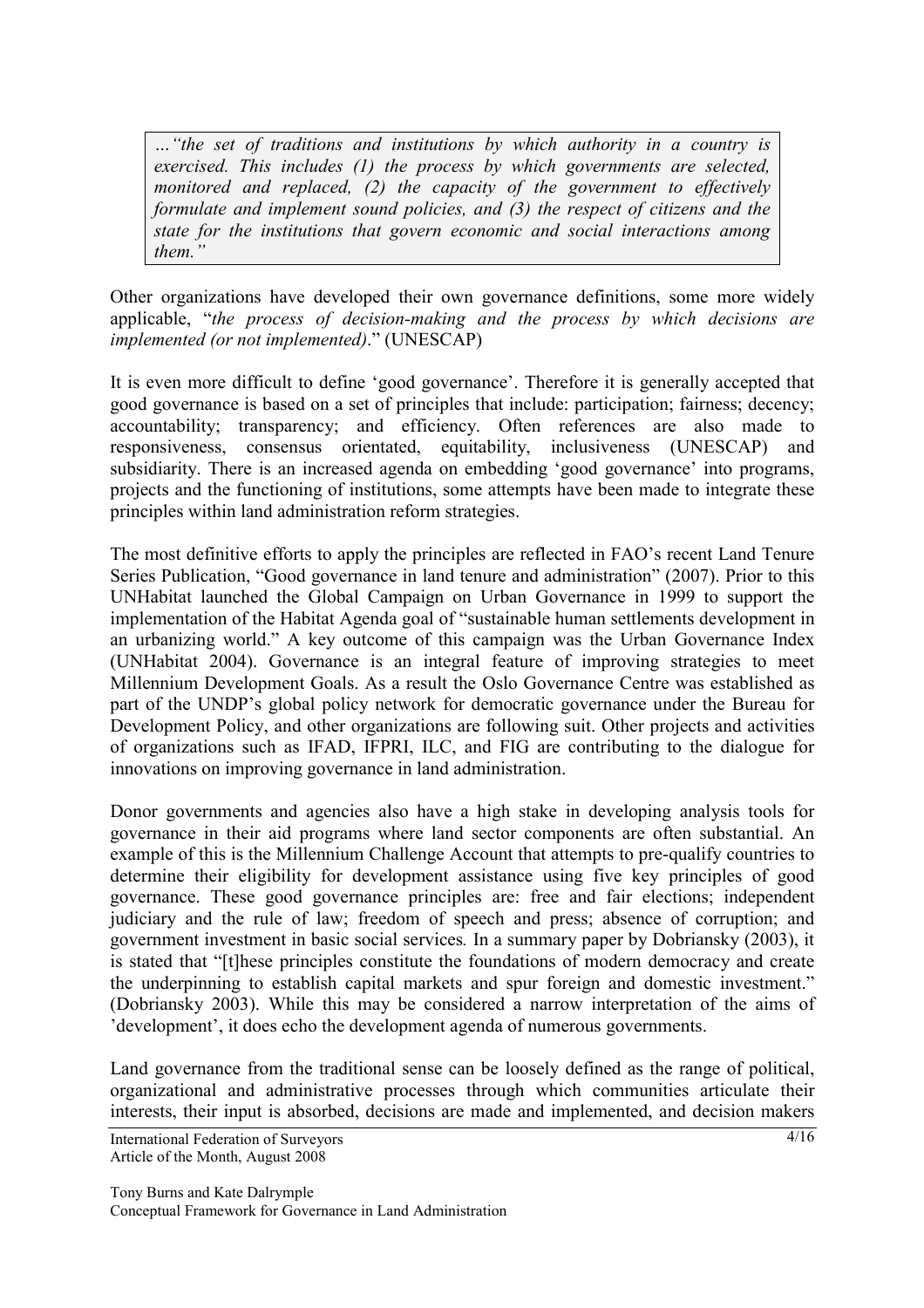> *…"the set of traditions and institutions by which authority in a country is exercised. This includes (1) the process by which governments are selected, monitored and replaced, (2) the capacity of the government to effectively formulate and implement sound policies, and (3) the respect of citizens and the state for the institutions that govern economic and social interactions among them."*

Other organizations have developed their own governance definitions, some more widely applicable, "*the process of decision-making and the process by which decisions are implemented (or not implemented)*." (UNESCAP)

It is even more difficult to define 'good governance'. Therefore it is generally accepted that good governance is based on a set of principles that include: participation; fairness; decency; accountability; transparency; and efficiency. Often references are also made to responsiveness, consensus orientated, equitability, inclusiveness (UNESCAP) and subsidiarity. There is an increased agenda on embedding 'good governance' into programs, projects and the functioning of institutions, some attempts have been made to integrate these principles within land administration reform strategies.

The most definitive efforts to apply the principles are reflected in FAO's recent Land Tenure Series Publication, "Good governance in land tenure and administration" (2007). Prior to this UNHabitat launched the Global Campaign on Urban Governance in 1999 to support the implementation of the Habitat Agenda goal of "sustainable human settlements development in an urbanizing world." A key outcome of this campaign was the Urban Governance Index (UNHabitat 2004). Governance is an integral feature of improving strategies to meet Millennium Development Goals. As a result the Oslo Governance Centre was established as part of the UNDP's global policy network for democratic governance under the Bureau for Development Policy, and other organizations are following suit. Other projects and activities of organizations such as IFAD, IFPRI, ILC, and FIG are contributing to the dialogue for innovations on improving governance in land administration.

Donor governments and agencies also have a high stake in developing analysis tools for governance in their aid programs where land sector components are often substantial. An example of this is the Millennium Challenge Account that attempts to pre-qualify countries to determine their eligibility for development assistance using five key principles of good governance. These good governance principles are: free and fair elections; independent judiciary and the rule of law; freedom of speech and press; absence of corruption; and government investment in basic social services. In a summary paper by Dobriansky (2003), it is stated that "[t]hese principles constitute the foundations of modern democracy and create the underpinning to establish capital markets and spur foreign and domestic investment." (Dobriansky 2003). While this may be considered a narrow interpretation of the aims of 'development', it does echo the development agenda of numerous governments.

Land governance from the traditional sense can be loosely defined as the range of political, organizational and administrative processes through which communities articulate their interests, their input is absorbed, decisions are made and implemented, and decision makers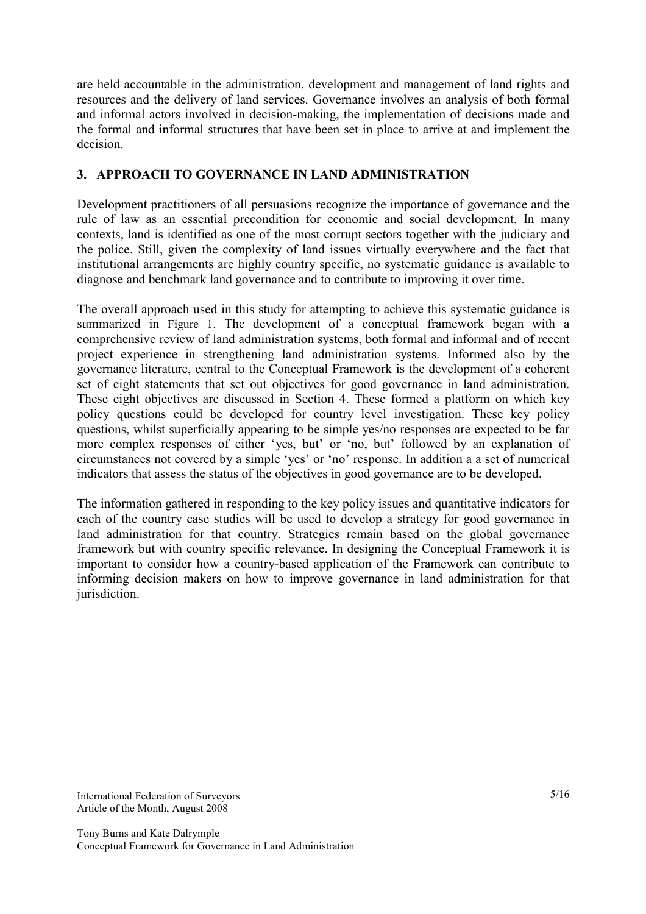are held accountable in the administration, development and management of land rights and resources and the delivery of land services. Governance involves an analysis of both formal and informal actors involved in decision-making, the implementation of decisions made and the formal and informal structures that have been set in place to arrive at and implement the decision.

## 3. APPROACH TO GOVERNANCE IN LAND ADMINISTRATION

Development practitioners of all persuasions recognize the importance of governance and the rule of law as an essential precondition for economic and social development. In many contexts, land is identified as one of the most corrupt sectors together with the judiciary and the police. Still, given the complexity of land issues virtually everywhere and the fact that institutional arrangements are highly country specific, no systematic guidance is available to diagnose and benchmark land governance and to contribute to improving it over time.

The overall approach used in this study for attempting to achieve this systematic guidance is summarized in Figure 1. The development of a conceptual framework began with a comprehensive review of land administration systems, both formal and informal and of recent project experience in strengthening land administration systems. Informed also by the governance literature, central to the Conceptual Framework is the development of a coherent set of eight statements that set out objectives for good governance in land administration. These eight objectives are discussed in Section 4. These formed a platform on which key policy questions could be developed for country level investigation. These key policy questions, whilst superficially appearing to be simple yes/no responses are expected to be far more complex responses of either 'yes, but' or 'no, but' followed by an explanation of circumstances not covered by a simple 'yes' or 'no' response. In addition a a set of numerical indicators that assess the status of the objectives in good governance are to be developed.

The information gathered in responding to the key policy issues and quantitative indicators for each of the country case studies will be used to develop a strategy for good governance in land administration for that country. Strategies remain based on the global governance framework but with country specific relevance. In designing the Conceptual Framework it is important to consider how a country-based application of the Framework can contribute to informing decision makers on how to improve governance in land administration for that jurisdiction.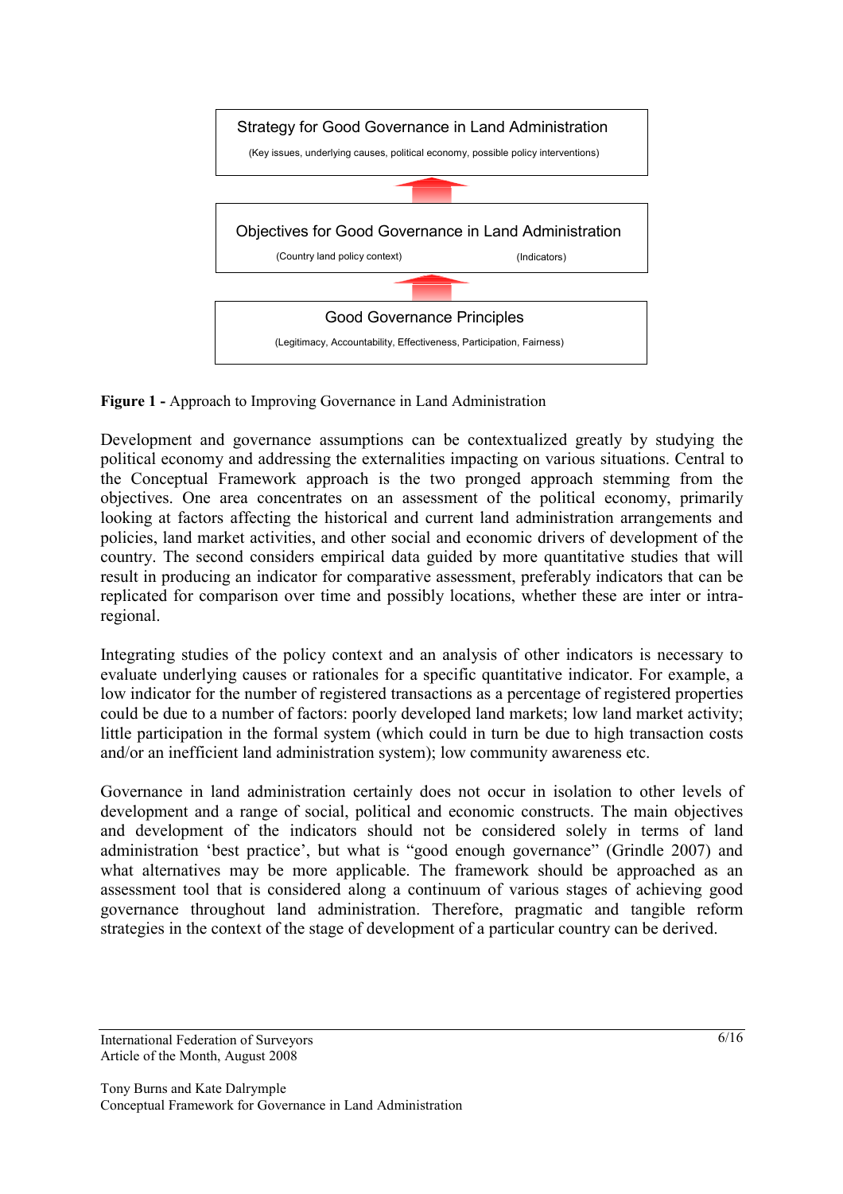Strategy for Good Governance in Land Administration

(Key issues, underlying causes, political economy, possible policy interventions)

Objectives for Good Governance in Land Administration

(Country land policy context) (Indicators)

Good Governance Principles

(Legitimacy, Accountability, Effectiveness, Participation, Fairness)

**Figure 1 -** Approach to Improving Governance in Land Administration

Development and governance assumptions can be contextualized greatly by studying the political economy and addressing the externalities impacting on various situations. Central to the Conceptual Framework approach is the two pronged approach stemming from the objectives. One area concentrates on an assessment of the political economy, primarily looking at factors affecting the historical and current land administration arrangements and policies, land market activities, and other social and economic drivers of development of the country. The second considers empirical data guided by more quantitative studies that will result in producing an indicator for comparative assessment, preferably indicators that can be replicated for comparison over time and possibly locations, whether these are inter or intra-regional.

Integrating studies of the policy context and an analysis of other indicators is necessary to evaluate underlying causes or rationales for a specific quantitative indicator. For example, a low indicator for the number of registered transactions as a percentage of registered properties could be due to a number of factors: poorly developed land markets; low land market activity; little participation in the formal system (which could in turn be due to high transaction costs and/or an inefficient land administration system); low community awareness etc.

Governance in land administration certainly does not occur in isolation to other levels of development and a range of social, political and economic constructs. The main objectives and development of the indicators should not be considered solely in terms of land administration 'best practice', but what is "good enough governance" (Grindle 2007) and what alternatives may be more applicable. The framework should be approached as an assessment tool that is considered along a continuum of various stages of achieving good governance throughout land administration. Therefore, pragmatic and tangible reform strategies in the context of the stage of development of a particular country can be derived.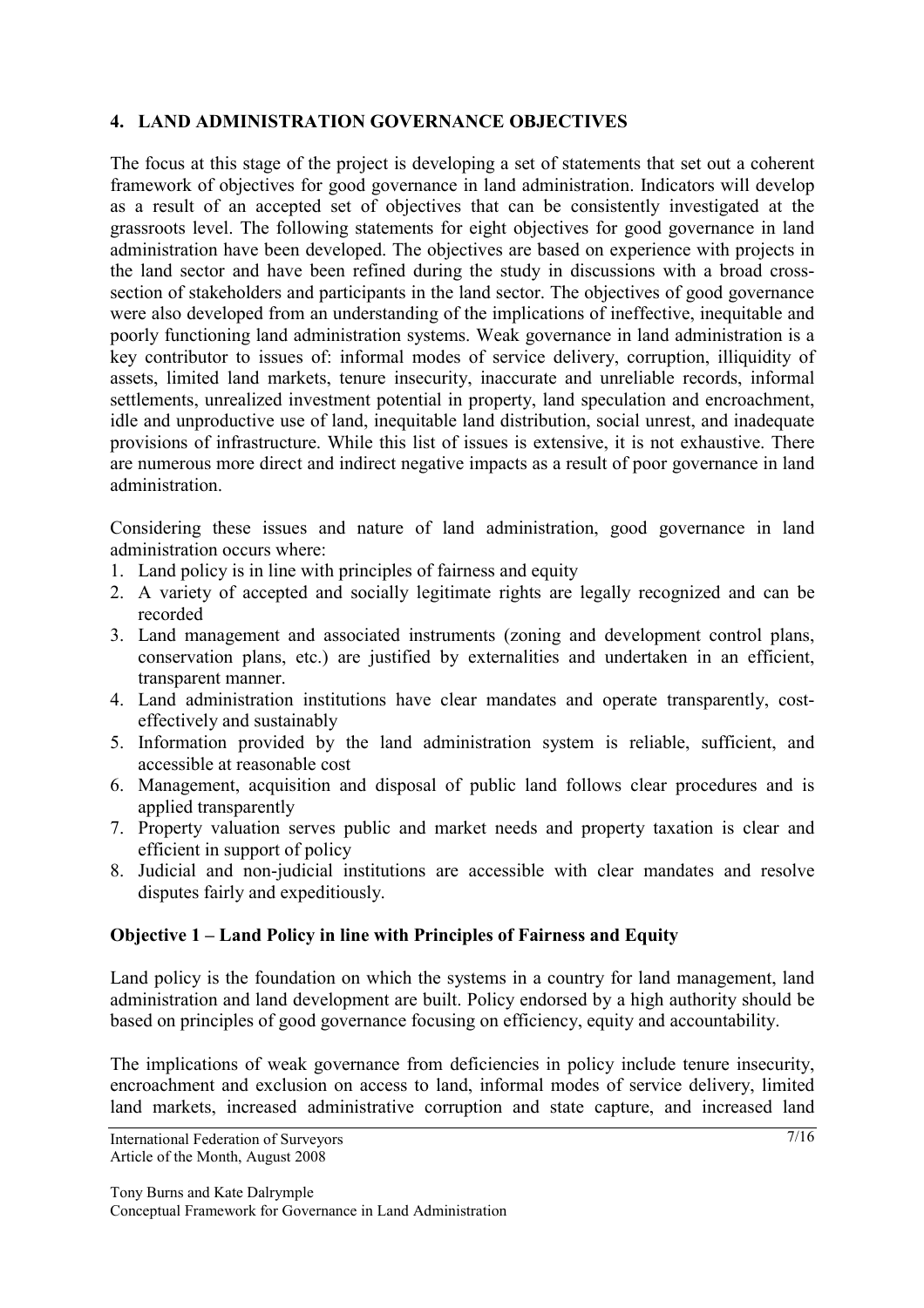## 4. LAND ADMINISTRATION GOVERNANCE OBJECTIVES

The focus at this stage of the project is developing a set of statements that set out a coherent framework of objectives for good governance in land administration. Indicators will develop as a result of an accepted set of objectives that can be consistently investigated at the grassroots level. The following statements for eight objectives for good governance in land administration have been developed. The objectives are based on experience with projects in the land sector and have been refined during the study in discussions with a broad cross-section of stakeholders and participants in the land sector. The objectives of good governance were also developed from an understanding of the implications of ineffective, inequitable and poorly functioning land administration systems. Weak governance in land administration is a key contributor to issues of: informal modes of service delivery, corruption, illiquidity of assets, limited land markets, tenure insecurity, inaccurate and unreliable records, informal settlements, unrealized investment potential in property, land speculation and encroachment, idle and unproductive use of land, inequitable land distribution, social unrest, and inadequate provisions of infrastructure. While this list of issues is extensive, it is not exhaustive. There are numerous more direct and indirect negative impacts as a result of poor governance in land administration.

Considering these issues and nature of land administration, good governance in land administration occurs where:

1. Land policy is in line with principles of fairness and equity
2. A variety of accepted and socially legitimate rights are legally recognized and can be recorded
3. Land management and associated instruments (zoning and development control plans, conservation plans, etc.) are justified by externalities and undertaken in an efficient, transparent manner.
4. Land administration institutions have clear mandates and operate transparently, cost-effectively and sustainably
5. Information provided by the land administration system is reliable, sufficient, and accessible at reasonable cost
6. Management, acquisition and disposal of public land follows clear procedures and is applied transparently
7. Property valuation serves public and market needs and property taxation is clear and efficient in support of policy
8. Judicial and non-judicial institutions are accessible with clear mandates and resolve disputes fairly and expeditiously.

### Objective 1 – Land Policy in line with Principles of Fairness and Equity

Land policy is the foundation on which the systems in a country for land management, land administration and land development are built. Policy endorsed by a high authority should be based on principles of good governance focusing on efficiency, equity and accountability.

The implications of weak governance from deficiencies in policy include tenure insecurity, encroachment and exclusion on access to land, informal modes of service delivery, limited land markets, increased administrative corruption and state capture, and increased land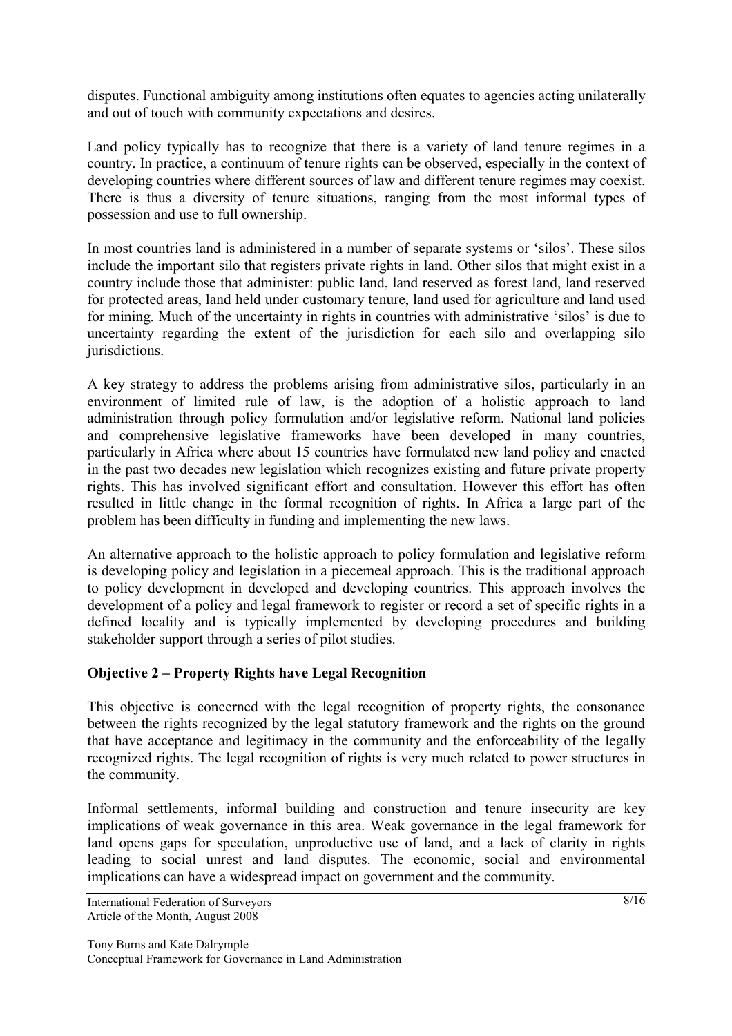disputes. Functional ambiguity among institutions often equates to agencies acting unilaterally and out of touch with community expectations and desires.

Land policy typically has to recognize that there is a variety of land tenure regimes in a country. In practice, a continuum of tenure rights can be observed, especially in the context of developing countries where different sources of law and different tenure regimes may coexist. There is thus a diversity of tenure situations, ranging from the most informal types of possession and use to full ownership.

In most countries land is administered in a number of separate systems or 'silos'. These silos include the important silo that registers private rights in land. Other silos that might exist in a country include those that administer: public land, land reserved as forest land, land reserved for protected areas, land held under customary tenure, land used for agriculture and land used for mining. Much of the uncertainty in rights in countries with administrative 'silos' is due to uncertainty regarding the extent of the jurisdiction for each silo and overlapping silo jurisdictions.

A key strategy to address the problems arising from administrative silos, particularly in an environment of limited rule of law, is the adoption of a holistic approach to land administration through policy formulation and/or legislative reform. National land policies and comprehensive legislative frameworks have been developed in many countries, particularly in Africa where about 15 countries have formulated new land policy and enacted in the past two decades new legislation which recognizes existing and future private property rights. This has involved significant effort and consultation. However this effort has often resulted in little change in the formal recognition of rights. In Africa a large part of the problem has been difficulty in funding and implementing the new laws.

An alternative approach to the holistic approach to policy formulation and legislative reform is developing policy and legislation in a piecemeal approach. This is the traditional approach to policy development in developed and developing countries. This approach involves the development of a policy and legal framework to register or record a set of specific rights in a defined locality and is typically implemented by developing procedures and building stakeholder support through a series of pilot studies.

### Objective 2 – Property Rights have Legal Recognition

This objective is concerned with the legal recognition of property rights, the consonance between the rights recognized by the legal statutory framework and the rights on the ground that have acceptance and legitimacy in the community and the enforceability of the legally recognized rights. The legal recognition of rights is very much related to power structures in the community.

Informal settlements, informal building and construction and tenure insecurity are key implications of weak governance in this area. Weak governance in the legal framework for land opens gaps for speculation, unproductive use of land, and a lack of clarity in rights leading to social unrest and land disputes. The economic, social and environmental implications can have a widespread impact on government and the community.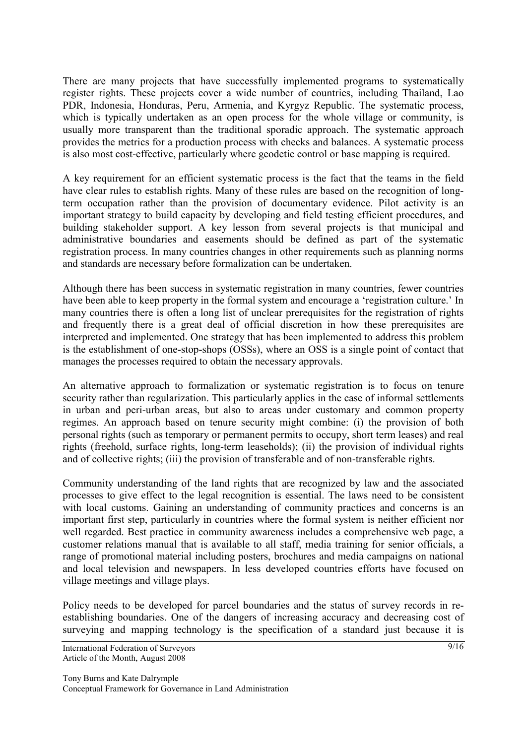There are many projects that have successfully implemented programs to systematically register rights. These projects cover a wide number of countries, including Thailand, Lao PDR, Indonesia, Honduras, Peru, Armenia, and Kyrgyz Republic. The systematic process, which is typically undertaken as an open process for the whole village or community, is usually more transparent than the traditional sporadic approach. The systematic approach provides the metrics for a production process with checks and balances. A systematic process is also most cost-effective, particularly where geodetic control or base mapping is required.

A key requirement for an efficient systematic process is the fact that the teams in the field have clear rules to establish rights. Many of these rules are based on the recognition of long-term occupation rather than the provision of documentary evidence. Pilot activity is an important strategy to build capacity by developing and field testing efficient procedures, and building stakeholder support. A key lesson from several projects is that municipal and administrative boundaries and easements should be defined as part of the systematic registration process. In many countries changes in other requirements such as planning norms and standards are necessary before formalization can be undertaken.

Although there has been success in systematic registration in many countries, fewer countries have been able to keep property in the formal system and encourage a 'registration culture.' In many countries there is often a long list of unclear prerequisites for the registration of rights and frequently there is a great deal of official discretion in how these prerequisites are interpreted and implemented. One strategy that has been implemented to address this problem is the establishment of one-stop-shops (OSSs), where an OSS is a single point of contact that manages the processes required to obtain the necessary approvals.

An alternative approach to formalization or systematic registration is to focus on tenure security rather than regularization. This particularly applies in the case of informal settlements in urban and peri-urban areas, but also to areas under customary and common property regimes. An approach based on tenure security might combine: (i) the provision of both personal rights (such as temporary or permanent permits to occupy, short term leases) and real rights (freehold, surface rights, long-term leaseholds); (ii) the provision of individual rights and of collective rights; (iii) the provision of transferable and of non-transferable rights.

Community understanding of the land rights that are recognized by law and the associated processes to give effect to the legal recognition is essential. The laws need to be consistent with local customs. Gaining an understanding of community practices and concerns is an important first step, particularly in countries where the formal system is neither efficient nor well regarded. Best practice in community awareness includes a comprehensive web page, a customer relations manual that is available to all staff, media training for senior officials, a range of promotional material including posters, brochures and media campaigns on national and local television and newspapers. In less developed countries efforts have focused on village meetings and village plays.

Policy needs to be developed for parcel boundaries and the status of survey records in re-establishing boundaries. One of the dangers of increasing accuracy and decreasing cost of surveying and mapping technology is the specification of a standard just because it is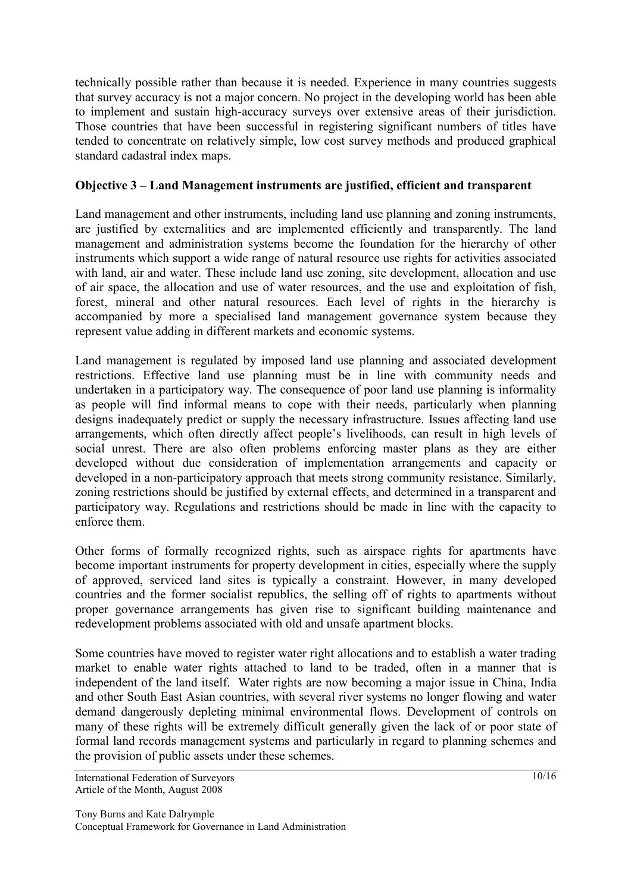technically possible rather than because it is needed. Experience in many countries suggests that survey accuracy is not a major concern. No project in the developing world has been able to implement and sustain high-accuracy surveys over extensive areas of their jurisdiction. Those countries that have been successful in registering significant numbers of titles have tended to concentrate on relatively simple, low cost survey methods and produced graphical standard cadastral index maps.

**Objective 3 – Land Management instruments are justified, efficient and transparent**

Land management and other instruments, including land use planning and zoning instruments, are justified by externalities and are implemented efficiently and transparently. The land management and administration systems become the foundation for the hierarchy of other instruments which support a wide range of natural resource use rights for activities associated with land, air and water. These include land use zoning, site development, allocation and use of air space, the allocation and use of water resources, and the use and exploitation of fish, forest, mineral and other natural resources. Each level of rights in the hierarchy is accompanied by more a specialised land management governance system because they represent value adding in different markets and economic systems.

Land management is regulated by imposed land use planning and associated development restrictions. Effective land use planning must be in line with community needs and undertaken in a participatory way. The consequence of poor land use planning is informality as people will find informal means to cope with their needs, particularly when planning designs inadequately predict or supply the necessary infrastructure. Issues affecting land use arrangements, which often directly affect people's livelihoods, can result in high levels of social unrest. There are also often problems enforcing master plans as they are either developed without due consideration of implementation arrangements and capacity or developed in a non-participatory approach that meets strong community resistance. Similarly, zoning restrictions should be justified by external effects, and determined in a transparent and participatory way. Regulations and restrictions should be made in line with the capacity to enforce them.

Other forms of formally recognized rights, such as airspace rights for apartments have become important instruments for property development in cities, especially where the supply of approved, serviced land sites is typically a constraint. However, in many developed countries and the former socialist republics, the selling off of rights to apartments without proper governance arrangements has given rise to significant building maintenance and redevelopment problems associated with old and unsafe apartment blocks.

Some countries have moved to register water right allocations and to establish a water trading market to enable water rights attached to land to be traded, often in a manner that is independent of the land itself. Water rights are now becoming a major issue in China, India and other South East Asian countries, with several river systems no longer flowing and water demand dangerously depleting minimal environmental flows. Development of controls on many of these rights will be extremely difficult generally given the lack of or poor state of formal land records management systems and particularly in regard to planning schemes and the provision of public assets under these schemes.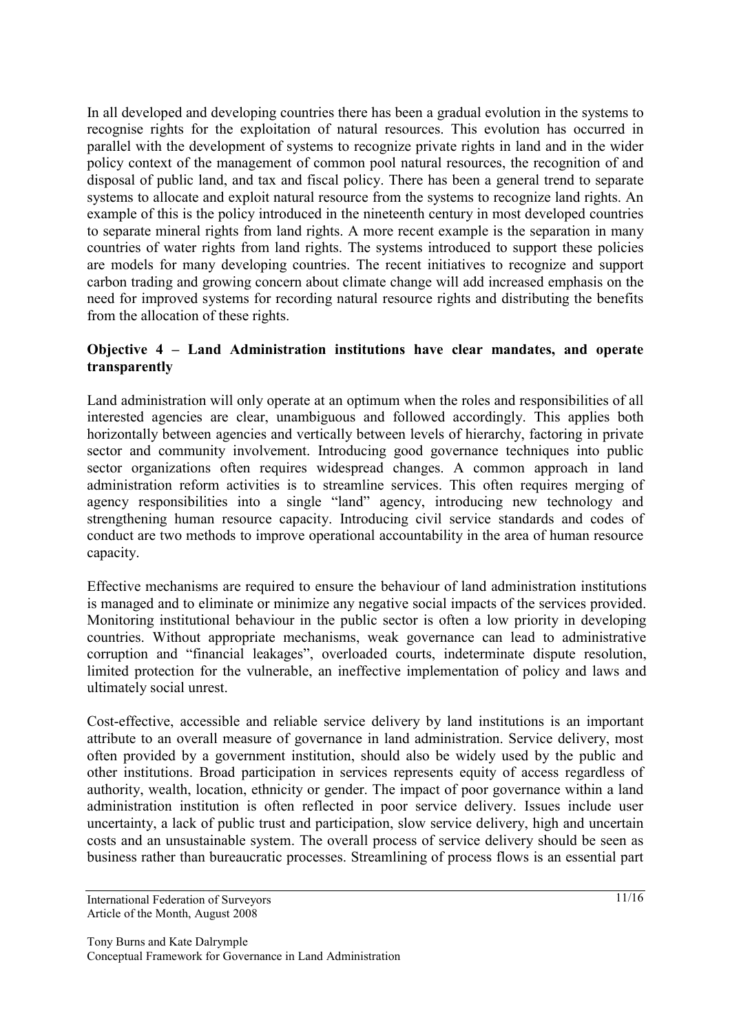In all developed and developing countries there has been a gradual evolution in the systems to recognise rights for the exploitation of natural resources. This evolution has occurred in parallel with the development of systems to recognize private rights in land and in the wider policy context of the management of common pool natural resources, the recognition of and disposal of public land, and tax and fiscal policy. There has been a general trend to separate systems to allocate and exploit natural resource from the systems to recognize land rights. An example of this is the policy introduced in the nineteenth century in most developed countries to separate mineral rights from land rights. A more recent example is the separation in many countries of water rights from land rights. The systems introduced to support these policies are models for many developing countries. The recent initiatives to recognize and support carbon trading and growing concern about climate change will add increased emphasis on the need for improved systems for recording natural resource rights and distributing the benefits from the allocation of these rights.

**Objective 4 – Land Administration institutions have clear mandates, and operate transparently**

Land administration will only operate at an optimum when the roles and responsibilities of all interested agencies are clear, unambiguous and followed accordingly. This applies both horizontally between agencies and vertically between levels of hierarchy, factoring in private sector and community involvement. Introducing good governance techniques into public sector organizations often requires widespread changes. A common approach in land administration reform activities is to streamline services. This often requires merging of agency responsibilities into a single "land" agency, introducing new technology and strengthening human resource capacity. Introducing civil service standards and codes of conduct are two methods to improve operational accountability in the area of human resource capacity.

Effective mechanisms are required to ensure the behaviour of land administration institutions is managed and to eliminate or minimize any negative social impacts of the services provided. Monitoring institutional behaviour in the public sector is often a low priority in developing countries. Without appropriate mechanisms, weak governance can lead to administrative corruption and "financial leakages", overloaded courts, indeterminate dispute resolution, limited protection for the vulnerable, an ineffective implementation of policy and laws and ultimately social unrest.

Cost-effective, accessible and reliable service delivery by land institutions is an important attribute to an overall measure of governance in land administration. Service delivery, most often provided by a government institution, should also be widely used by the public and other institutions. Broad participation in services represents equity of access regardless of authority, wealth, location, ethnicity or gender. The impact of poor governance within a land administration institution is often reflected in poor service delivery. Issues include user uncertainty, a lack of public trust and participation, slow service delivery, high and uncertain costs and an unsustainable system. The overall process of service delivery should be seen as business rather than bureaucratic processes. Streamlining of process flows is an essential part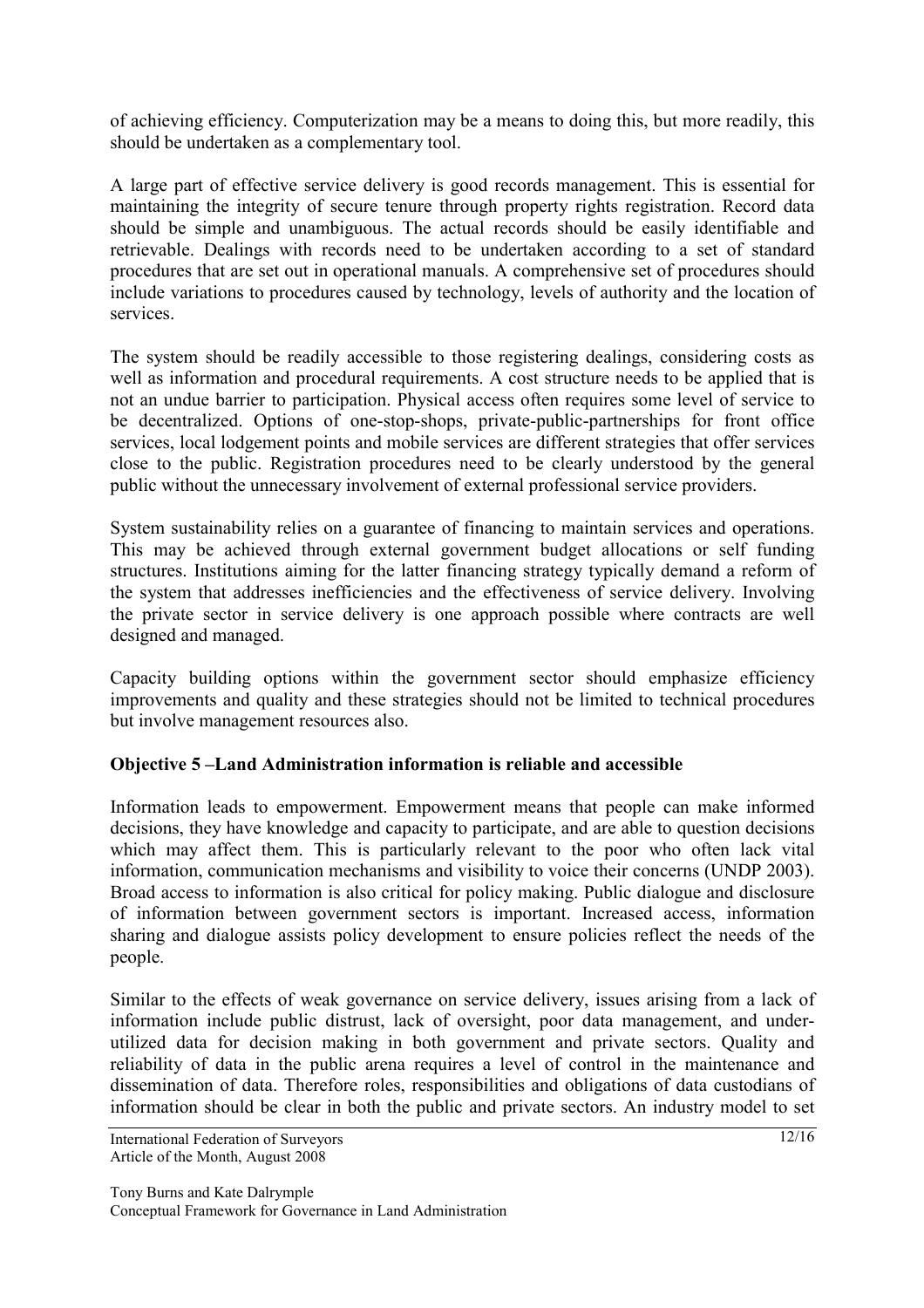of achieving efficiency. Computerization may be a means to doing this, but more readily, this should be undertaken as a complementary tool.

A large part of effective service delivery is good records management. This is essential for maintaining the integrity of secure tenure through property rights registration. Record data should be simple and unambiguous. The actual records should be easily identifiable and retrievable. Dealings with records need to be undertaken according to a set of standard procedures that are set out in operational manuals. A comprehensive set of procedures should include variations to procedures caused by technology, levels of authority and the location of services.

The system should be readily accessible to those registering dealings, considering costs as well as information and procedural requirements. A cost structure needs to be applied that is not an undue barrier to participation. Physical access often requires some level of service to be decentralized. Options of one-stop-shops, private-public-partnerships for front office services, local lodgement points and mobile services are different strategies that offer services close to the public. Registration procedures need to be clearly understood by the general public without the unnecessary involvement of external professional service providers.

System sustainability relies on a guarantee of financing to maintain services and operations. This may be achieved through external government budget allocations or self funding structures. Institutions aiming for the latter financing strategy typically demand a reform of the system that addresses inefficiencies and the effectiveness of service delivery. Involving the private sector in service delivery is one approach possible where contracts are well designed and managed.

Capacity building options within the government sector should emphasize efficiency improvements and quality and these strategies should not be limited to technical procedures but involve management resources also.

**Objective 5 –Land Administration information is reliable and accessible**

Information leads to empowerment. Empowerment means that people can make informed decisions, they have knowledge and capacity to participate, and are able to question decisions which may affect them. This is particularly relevant to the poor who often lack vital information, communication mechanisms and visibility to voice their concerns (UNDP 2003). Broad access to information is also critical for policy making. Public dialogue and disclosure of information between government sectors is important. Increased access, information sharing and dialogue assists policy development to ensure policies reflect the needs of the people.

Similar to the effects of weak governance on service delivery, issues arising from a lack of information include public distrust, lack of oversight, poor data management, and under-utilized data for decision making in both government and private sectors. Quality and reliability of data in the public arena requires a level of control in the maintenance and dissemination of data. Therefore roles, responsibilities and obligations of data custodians of information should be clear in both the public and private sectors. An industry model to set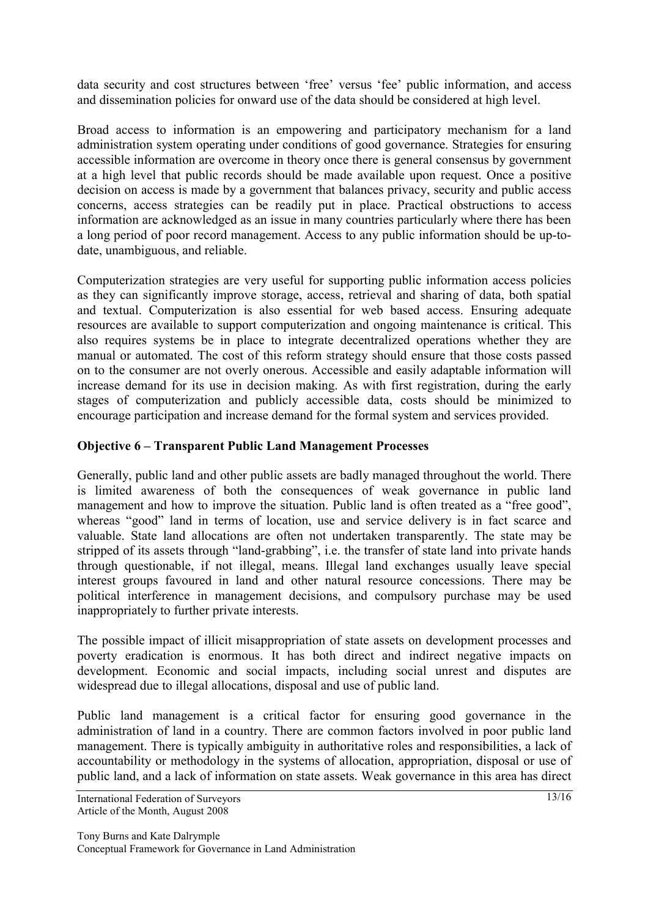data security and cost structures between 'free' versus 'fee' public information, and access and dissemination policies for onward use of the data should be considered at high level.

Broad access to information is an empowering and participatory mechanism for a land administration system operating under conditions of good governance. Strategies for ensuring accessible information are overcome in theory once there is general consensus by government at a high level that public records should be made available upon request. Once a positive decision on access is made by a government that balances privacy, security and public access concerns, access strategies can be readily put in place. Practical obstructions to access information are acknowledged as an issue in many countries particularly where there has been a long period of poor record management. Access to any public information should be up-to-date, unambiguous, and reliable.

Computerization strategies are very useful for supporting public information access policies as they can significantly improve storage, access, retrieval and sharing of data, both spatial and textual. Computerization is also essential for web based access. Ensuring adequate resources are available to support computerization and ongoing maintenance is critical. This also requires systems be in place to integrate decentralized operations whether they are manual or automated. The cost of this reform strategy should ensure that those costs passed on to the consumer are not overly onerous. Accessible and easily adaptable information will increase demand for its use in decision making. As with first registration, during the early stages of computerization and publicly accessible data, costs should be minimized to encourage participation and increase demand for the formal system and services provided.

**Objective 6 – Transparent Public Land Management Processes**

Generally, public land and other public assets are badly managed throughout the world. There is limited awareness of both the consequences of weak governance in public land management and how to improve the situation. Public land is often treated as a "free good", whereas "good" land in terms of location, use and service delivery is in fact scarce and valuable. State land allocations are often not undertaken transparently. The state may be stripped of its assets through "land-grabbing", i.e. the transfer of state land into private hands through questionable, if not illegal, means. Illegal land exchanges usually leave special interest groups favoured in land and other natural resource concessions. There may be political interference in management decisions, and compulsory purchase may be used inappropriately to further private interests.

The possible impact of illicit misappropriation of state assets on development processes and poverty eradication is enormous. It has both direct and indirect negative impacts on development. Economic and social impacts, including social unrest and disputes are widespread due to illegal allocations, disposal and use of public land.

Public land management is a critical factor for ensuring good governance in the administration of land in a country. There are common factors involved in poor public land management. There is typically ambiguity in authoritative roles and responsibilities, a lack of accountability or methodology in the systems of allocation, appropriation, disposal or use of public land, and a lack of information on state assets. Weak governance in this area has direct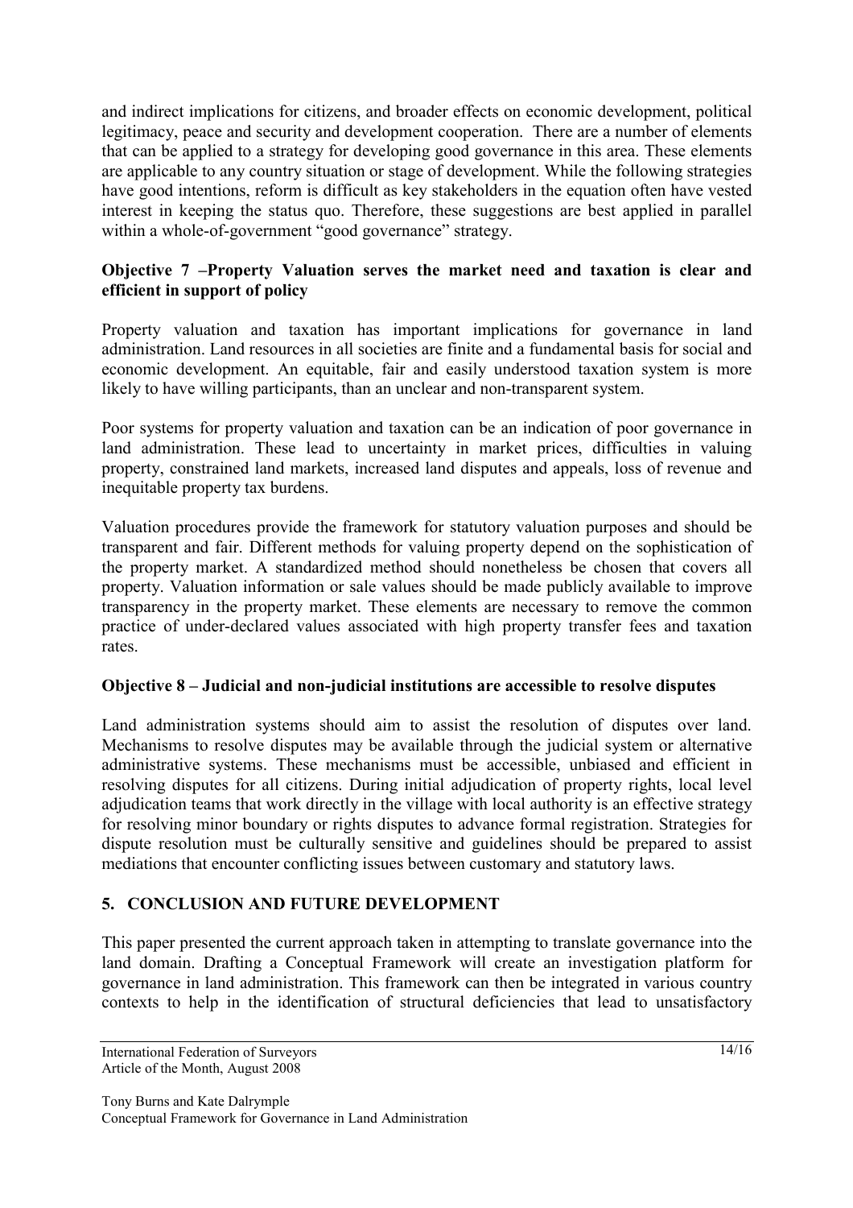and indirect implications for citizens, and broader effects on economic development, political legitimacy, peace and security and development cooperation. There are a number of elements that can be applied to a strategy for developing good governance in this area. These elements are applicable to any country situation or stage of development. While the following strategies have good intentions, reform is difficult as key stakeholders in the equation often have vested interest in keeping the status quo. Therefore, these suggestions are best applied in parallel within a whole-of-government "good governance" strategy.

**Objective 7 –Property Valuation serves the market need and taxation is clear and efficient in support of policy**

Property valuation and taxation has important implications for governance in land administration. Land resources in all societies are finite and a fundamental basis for social and economic development. An equitable, fair and easily understood taxation system is more likely to have willing participants, than an unclear and non-transparent system.

Poor systems for property valuation and taxation can be an indication of poor governance in land administration. These lead to uncertainty in market prices, difficulties in valuing property, constrained land markets, increased land disputes and appeals, loss of revenue and inequitable property tax burdens.

Valuation procedures provide the framework for statutory valuation purposes and should be transparent and fair. Different methods for valuing property depend on the sophistication of the property market. A standardized method should nonetheless be chosen that covers all property. Valuation information or sale values should be made publicly available to improve transparency in the property market. These elements are necessary to remove the common practice of under-declared values associated with high property transfer fees and taxation rates.

**Objective 8 – Judicial and non-judicial institutions are accessible to resolve disputes**

Land administration systems should aim to assist the resolution of disputes over land. Mechanisms to resolve disputes may be available through the judicial system or alternative administrative systems. These mechanisms must be accessible, unbiased and efficient in resolving disputes for all citizens. During initial adjudication of property rights, local level adjudication teams that work directly in the village with local authority is an effective strategy for resolving minor boundary or rights disputes to advance formal registration. Strategies for dispute resolution must be culturally sensitive and guidelines should be prepared to assist mediations that encounter conflicting issues between customary and statutory laws.

## 5. CONCLUSION AND FUTURE DEVELOPMENT

This paper presented the current approach taken in attempting to translate governance into the land domain. Drafting a Conceptual Framework will create an investigation platform for governance in land administration. This framework can then be integrated in various country contexts to help in the identification of structural deficiencies that lead to unsatisfactory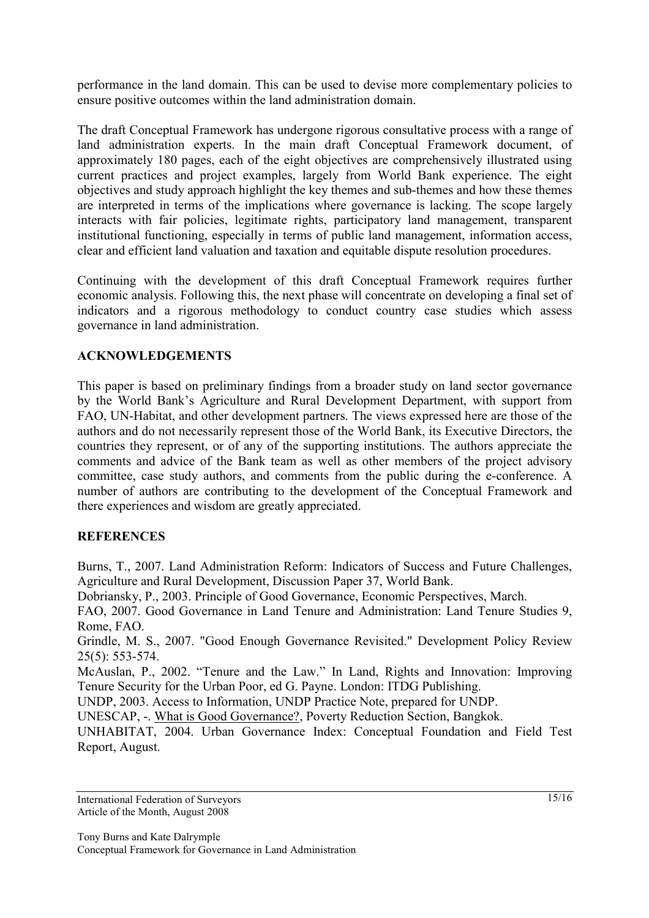performance in the land domain. This can be used to devise more complementary policies to ensure positive outcomes within the land administration domain.

The draft Conceptual Framework has undergone rigorous consultative process with a range of land administration experts. In the main draft Conceptual Framework document, of approximately 180 pages, each of the eight objectives are comprehensively illustrated using current practices and project examples, largely from World Bank experience. The eight objectives and study approach highlight the key themes and sub-themes and how these themes are interpreted in terms of the implications where governance is lacking. The scope largely interacts with fair policies, legitimate rights, participatory land management, transparent institutional functioning, especially in terms of public land management, information access, clear and efficient land valuation and taxation and equitable dispute resolution procedures.

Continuing with the development of this draft Conceptual Framework requires further economic analysis. Following this, the next phase will concentrate on developing a final set of indicators and a rigorous methodology to conduct country case studies which assess governance in land administration.

## ACKNOWLEDGEMENTS

This paper is based on preliminary findings from a broader study on land sector governance by the World Bank's Agriculture and Rural Development Department, with support from FAO, UN-Habitat, and other development partners. The views expressed here are those of the authors and do not necessarily represent those of the World Bank, its Executive Directors, the countries they represent, or of any of the supporting institutions. The authors appreciate the comments and advice of the Bank team as well as other members of the project advisory committee, case study authors, and comments from the public during the e-conference. A number of authors are contributing to the development of the Conceptual Framework and there experiences and wisdom are greatly appreciated.

## REFERENCES

Burns, T., 2007. Land Administration Reform: Indicators of Success and Future Challenges, Agriculture and Rural Development, Discussion Paper 37, World Bank.

Dobriansky, P., 2003. Principle of Good Governance, Economic Perspectives, March.

FAO, 2007. Good Governance in Land Tenure and Administration: Land Tenure Studies 9, Rome, FAO.

Grindle, M. S., 2007. "Good Enough Governance Revisited." Development Policy Review 25(5): 553-574.

McAuslan, P., 2002. "Tenure and the Law." In Land, Rights and Innovation: Improving Tenure Security for the Urban Poor, ed G. Payne. London: ITDG Publishing.

UNDP, 2003. Access to Information, UNDP Practice Note, prepared for UNDP.

UNESCAP, -. What is Good Governance?, Poverty Reduction Section, Bangkok.

UNHABITAT, 2004. Urban Governance Index: Conceptual Foundation and Field Test Report, August.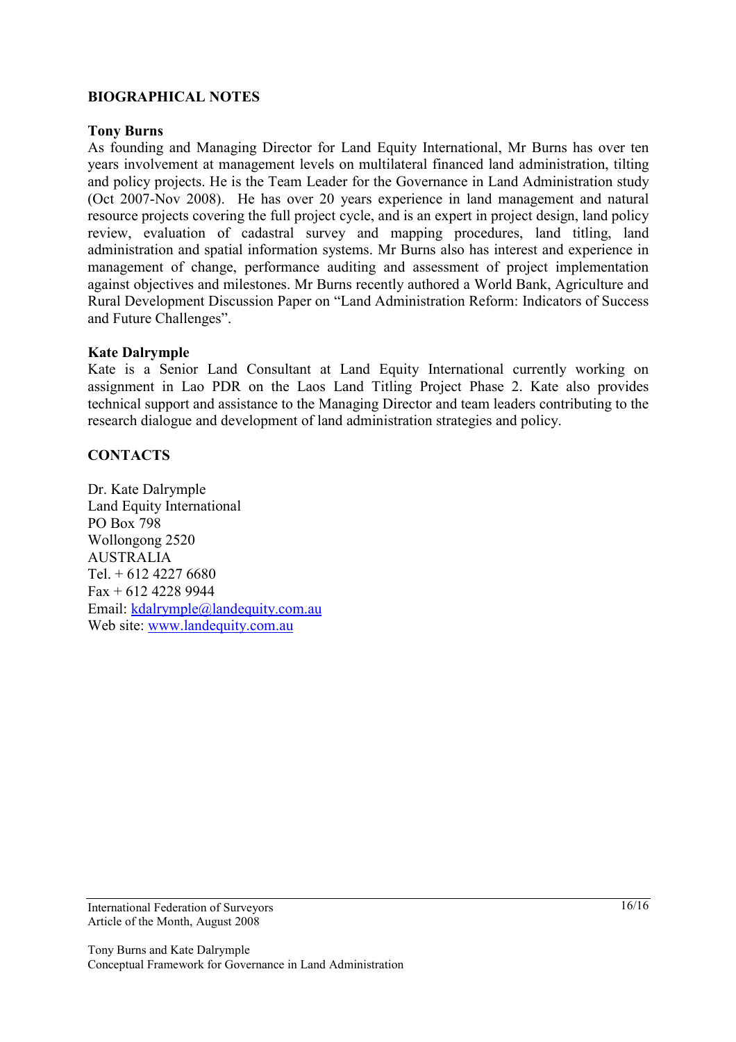## BIOGRAPHICAL NOTES

### Tony Burns

As founding and Managing Director for Land Equity International, Mr Burns has over ten years involvement at management levels on multilateral financed land administration, tilting and policy projects. He is the Team Leader for the Governance in Land Administration study (Oct 2007-Nov 2008). He has over 20 years experience in land management and natural resource projects covering the full project cycle, and is an expert in project design, land policy review, evaluation of cadastral survey and mapping procedures, land titling, land administration and spatial information systems. Mr Burns also has interest and experience in management of change, performance auditing and assessment of project implementation against objectives and milestones. Mr Burns recently authored a World Bank, Agriculture and Rural Development Discussion Paper on "Land Administration Reform: Indicators of Success and Future Challenges".

### Kate Dalrymple

Kate is a Senior Land Consultant at Land Equity International currently working on assignment in Lao PDR on the Laos Land Titling Project Phase 2. Kate also provides technical support and assistance to the Managing Director and team leaders contributing to the research dialogue and development of land administration strategies and policy.

## CONTACTS

Dr. Kate Dalrymple
Land Equity International
PO Box 798
Wollongong 2520
AUSTRALIA
Tel. + 612 4227 6680
Fax + 612 4228 9944
Email: kdalrymple@landequity.com.au
Web site: www.landequity.com.au